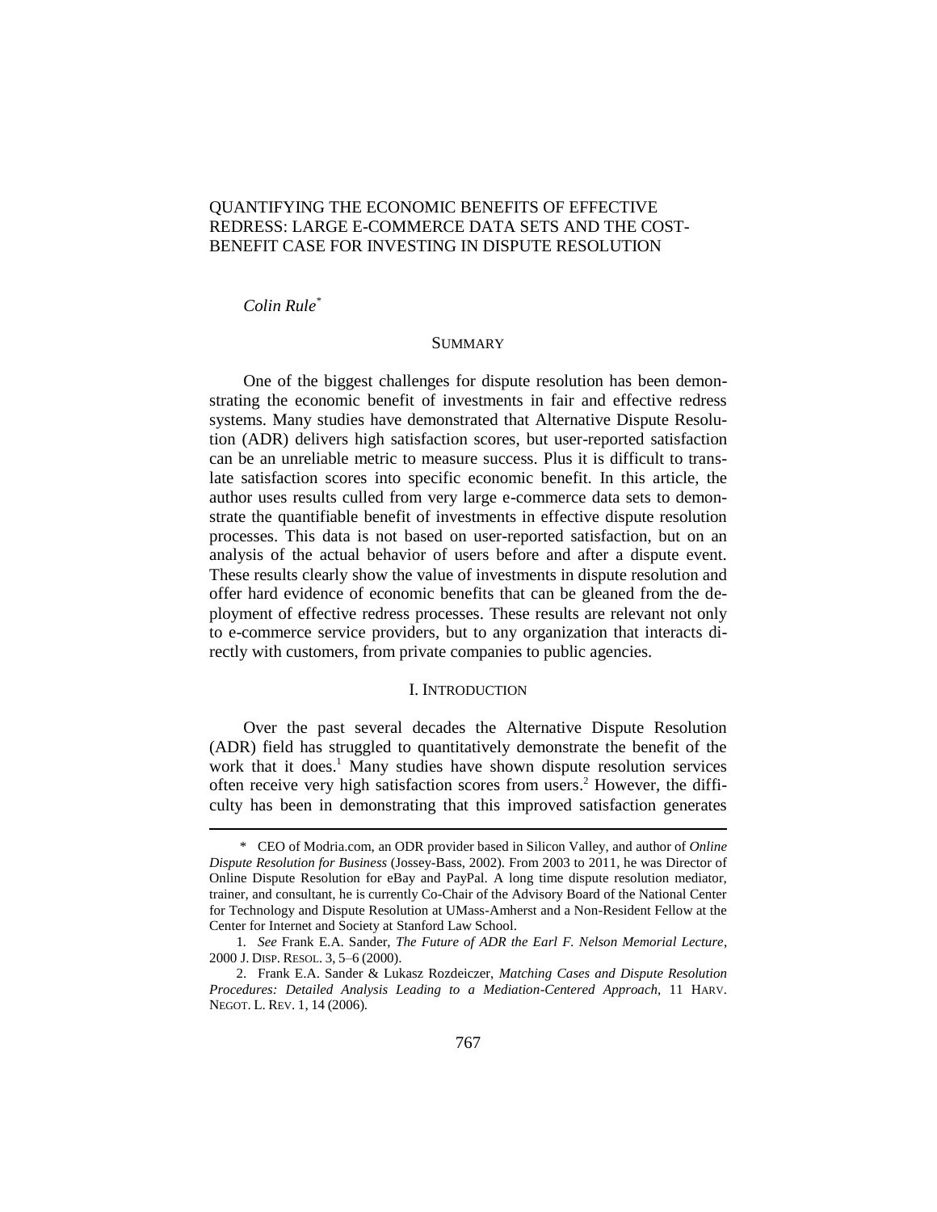# QUANTIFYING THE ECONOMIC BENEFITS OF EFFECTIVE REDRESS: LARGE E-COMMERCE DATA SETS AND THE COST-BENEFIT CASE FOR INVESTING IN DISPUTE RESOLUTION

*Colin Rule*[*]

## SUMMARY

One of the biggest challenges for dispute resolution has been demonstrating the economic benefit of investments in fair and effective redress systems. Many studies have demonstrated that Alternative Dispute Resolution (ADR) delivers high satisfaction scores, but user-reported satisfaction can be an unreliable metric to measure success. Plus it is difficult to translate satisfaction scores into specific economic benefit. In this article, the author uses results culled from very large e-commerce data sets to demonstrate the quantifiable benefit of investments in effective dispute resolution processes. This data is not based on user-reported satisfaction, but on an analysis of the actual behavior of users before and after a dispute event. These results clearly show the value of investments in dispute resolution and offer hard evidence of economic benefits that can be gleaned from the deployment of effective redress processes. These results are relevant not only to e-commerce service providers, but to any organization that interacts directly with customers, from private companies to public agencies.

## I. INTRODUCTION

Over the past several decades the Alternative Dispute Resolution (ADR) field has struggled to quantitatively demonstrate the benefit of the work that it does.[1] Many studies have shown dispute resolution services often receive very high satisfaction scores from users.[2] However, the difficulty has been in demonstrating that this improved satisfaction generates

---

\* CEO of Modria.com, an ODR provider based in Silicon Valley, and author of *Online Dispute Resolution for Business* (Jossey-Bass, 2002). From 2003 to 2011, he was Director of Online Dispute Resolution for eBay and PayPal. A long time dispute resolution mediator, trainer, and consultant, he is currently Co-Chair of the Advisory Board of the National Center for Technology and Dispute Resolution at UMass-Amherst and a Non-Resident Fellow at the Center for Internet and Society at Stanford Law School.

1. *See* Frank E.A. Sander, *The Future of ADR the Earl F. Nelson Memorial Lecture*, 2000 J. DISP. RESOL. 3, 5–6 (2000).

2. Frank E.A. Sander & Lukasz Rozdeiczer, *Matching Cases and Dispute Resolution Procedures: Detailed Analysis Leading to a Mediation-Centered Approach*, 11 HARV. NEGOT. L. REV. 1, 14 (2006).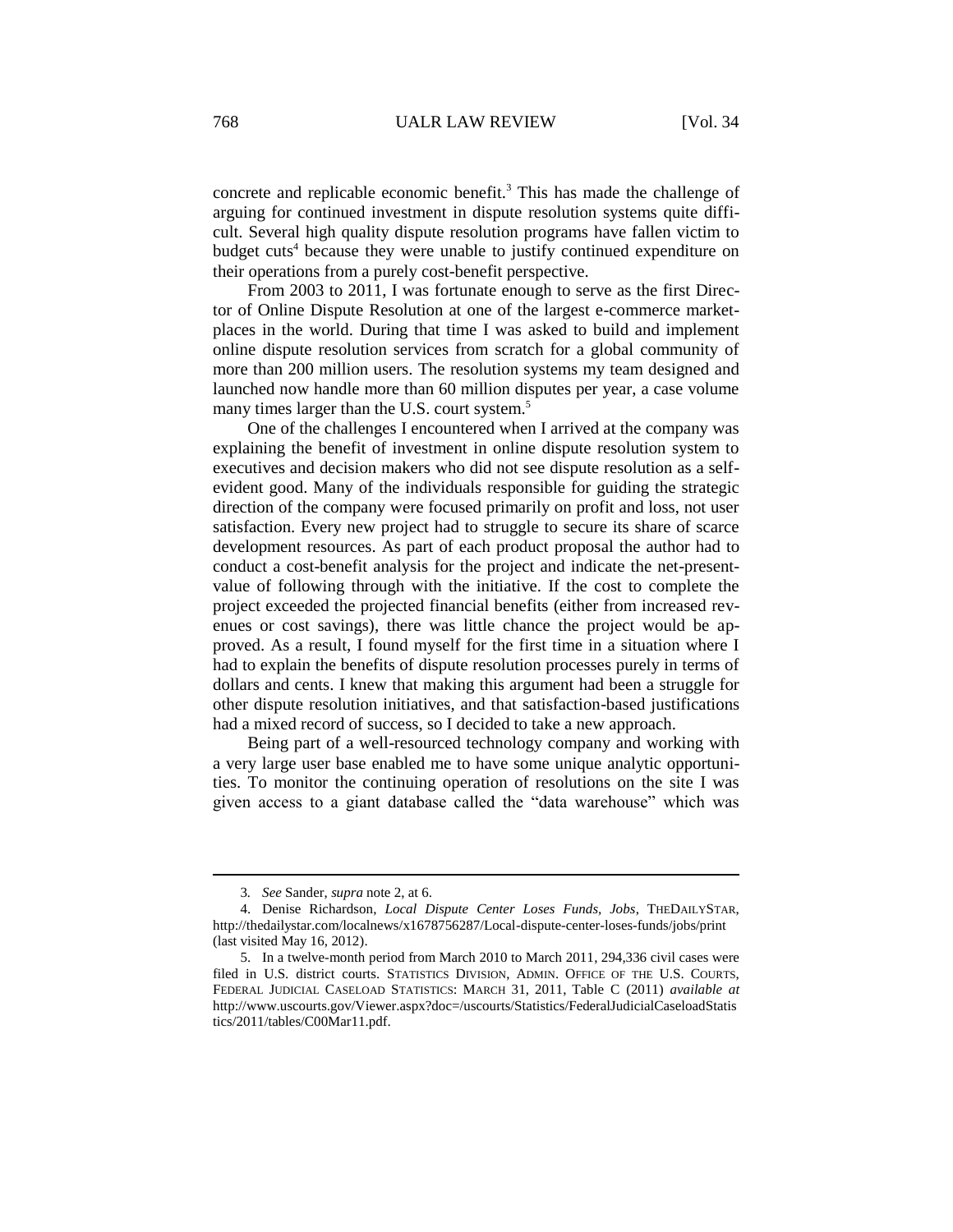concrete and replicable economic benefit.[3] This has made the challenge of arguing for continued investment in dispute resolution systems quite difficult. Several high quality dispute resolution programs have fallen victim to budget cuts[4] because they were unable to justify continued expenditure on their operations from a purely cost-benefit perspective.

From 2003 to 2011, I was fortunate enough to serve as the first Director of Online Dispute Resolution at one of the largest e-commerce marketplaces in the world. During that time I was asked to build and implement online dispute resolution services from scratch for a global community of more than 200 million users. The resolution systems my team designed and launched now handle more than 60 million disputes per year, a case volume many times larger than the U.S. court system.[5]

One of the challenges I encountered when I arrived at the company was explaining the benefit of investment in online dispute resolution system to executives and decision makers who did not see dispute resolution as a self-evident good. Many of the individuals responsible for guiding the strategic direction of the company were focused primarily on profit and loss, not user satisfaction. Every new project had to struggle to secure its share of scarce development resources. As part of each product proposal the author had to conduct a cost-benefit analysis for the project and indicate the net-present-value of following through with the initiative. If the cost to complete the project exceeded the projected financial benefits (either from increased revenues or cost savings), there was little chance the project would be approved. As a result, I found myself for the first time in a situation where I had to explain the benefits of dispute resolution processes purely in terms of dollars and cents. I knew that making this argument had been a struggle for other dispute resolution initiatives, and that satisfaction-based justifications had a mixed record of success, so I decided to take a new approach.

Being part of a well-resourced technology company and working with a very large user base enabled me to have some unique analytic opportunities. To monitor the continuing operation of resolutions on the site I was given access to a giant database called the "data warehouse" which was

---

3. *See* Sander, *supra* note 2, at 6.

4. Denise Richardson, *Local Dispute Center Loses Funds, Jobs*, THEDAILYSTAR, http://thedailystar.com/localnews/x1678756287/Local-dispute-center-loses-funds/jobs/print (last visited May 16, 2012).

5. In a twelve-month period from March 2010 to March 2011, 294,336 civil cases were filed in U.S. district courts. STATISTICS DIVISION, ADMIN. OFFICE OF THE U.S. COURTS, FEDERAL JUDICIAL CASELOAD STATISTICS: MARCH 31, 2011, Table C (2011) *available at* http://www.uscourts.gov/Viewer.aspx?doc=/uscourts/Statistics/FederalJudicialCaseloadStatistics/2011/tables/C00Mar11.pdf.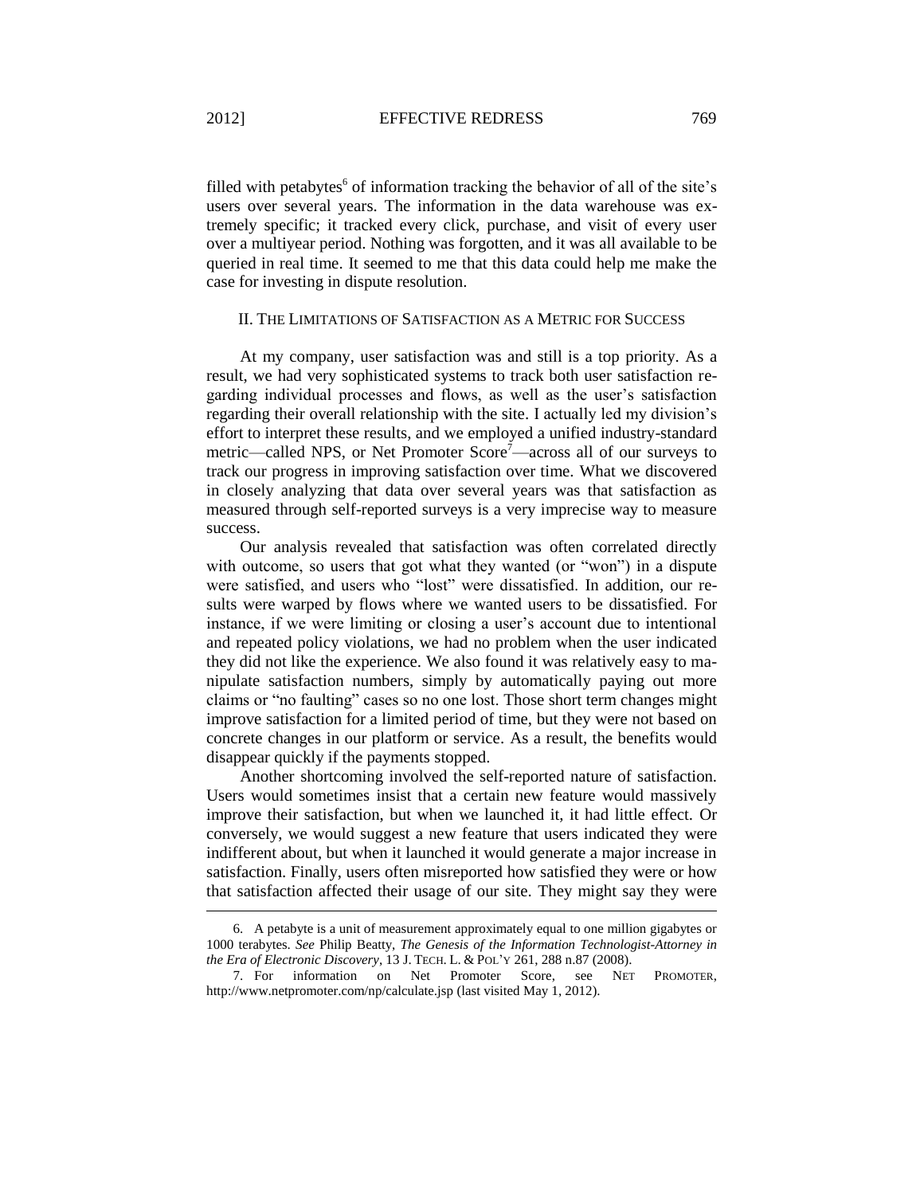filled with petabytes[6] of information tracking the behavior of all of the site's users over several years. The information in the data warehouse was extremely specific; it tracked every click, purchase, and visit of every user over a multiyear period. Nothing was forgotten, and it was all available to be queried in real time. It seemed to me that this data could help me make the case for investing in dispute resolution.

## II. THE LIMITATIONS OF SATISFACTION AS A METRIC FOR SUCCESS

At my company, user satisfaction was and still is a top priority. As a result, we had very sophisticated systems to track both user satisfaction regarding individual processes and flows, as well as the user's satisfaction regarding their overall relationship with the site. I actually led my division's effort to interpret these results, and we employed a unified industry-standard metric—called NPS, or Net Promoter Score[7]—across all of our surveys to track our progress in improving satisfaction over time. What we discovered in closely analyzing that data over several years was that satisfaction as measured through self-reported surveys is a very imprecise way to measure success.

Our analysis revealed that satisfaction was often correlated directly with outcome, so users that got what they wanted (or "won") in a dispute were satisfied, and users who "lost" were dissatisfied. In addition, our results were warped by flows where we wanted users to be dissatisfied. For instance, if we were limiting or closing a user's account due to intentional and repeated policy violations, we had no problem when the user indicated they did not like the experience. We also found it was relatively easy to manipulate satisfaction numbers, simply by automatically paying out more claims or "no faulting" cases so no one lost. Those short term changes might improve satisfaction for a limited period of time, but they were not based on concrete changes in our platform or service. As a result, the benefits would disappear quickly if the payments stopped.

Another shortcoming involved the self-reported nature of satisfaction. Users would sometimes insist that a certain new feature would massively improve their satisfaction, but when we launched it, it had little effect. Or conversely, we would suggest a new feature that users indicated they were indifferent about, but when it launched it would generate a major increase in satisfaction. Finally, users often misreported how satisfied they were or how that satisfaction affected their usage of our site. They might say they were

---

6. A petabyte is a unit of measurement approximately equal to one million gigabytes or 1000 terabytes. *See* Philip Beatty, *The Genesis of the Information Technologist-Attorney in the Era of Electronic Discovery*, 13 J. TECH. L. & POL'Y 261, 288 n.87 (2008).

7. For information on Net Promoter Score, see NET PROMOTER, http://www.netpromoter.com/np/calculate.jsp (last visited May 1, 2012).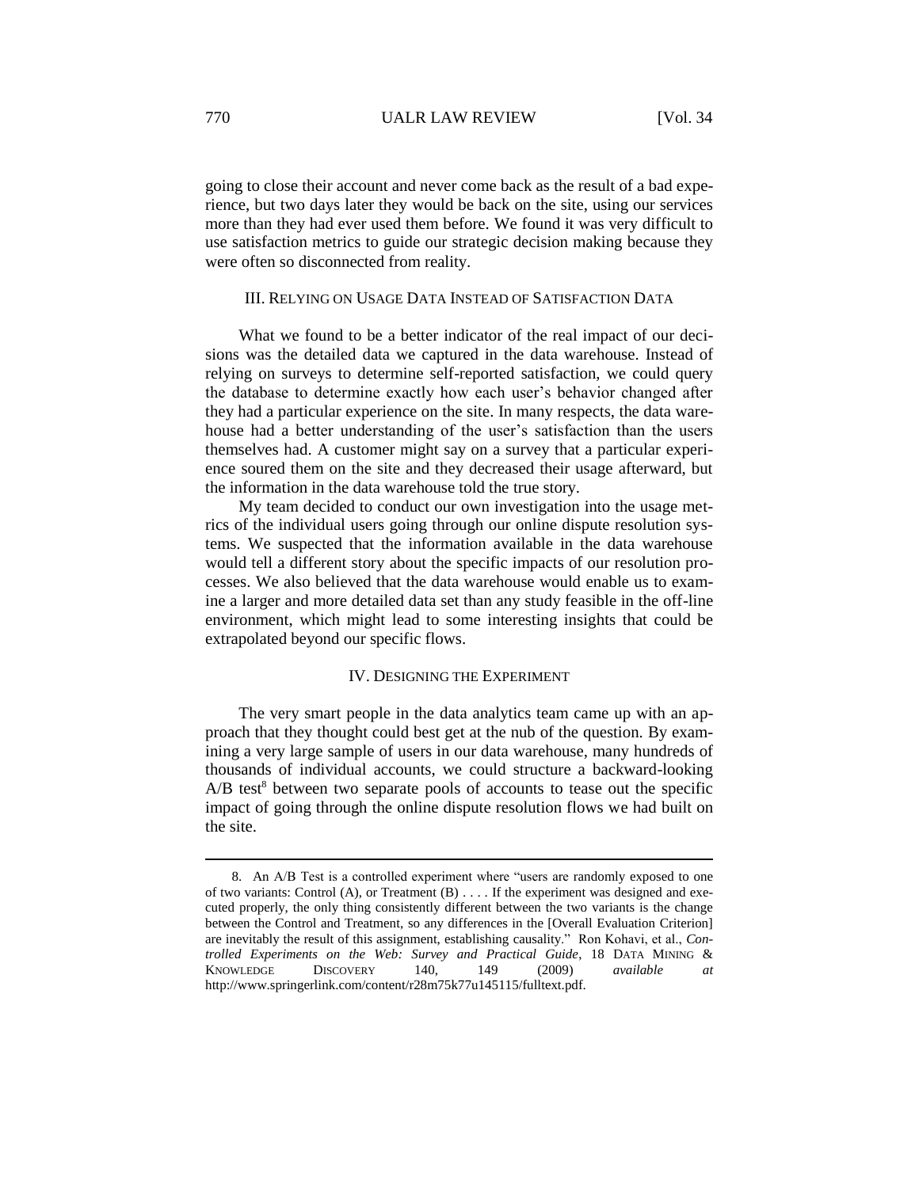going to close their account and never come back as the result of a bad experience, but two days later they would be back on the site, using our services more than they had ever used them before. We found it was very difficult to use satisfaction metrics to guide our strategic decision making because they were often so disconnected from reality.

## III. Relying on Usage Data Instead of Satisfaction Data

What we found to be a better indicator of the real impact of our decisions was the detailed data we captured in the data warehouse. Instead of relying on surveys to determine self-reported satisfaction, we could query the database to determine exactly how each user's behavior changed after they had a particular experience on the site. In many respects, the data warehouse had a better understanding of the user's satisfaction than the users themselves had. A customer might say on a survey that a particular experience soured them on the site and they decreased their usage afterward, but the information in the data warehouse told the true story.

My team decided to conduct our own investigation into the usage metrics of the individual users going through our online dispute resolution systems. We suspected that the information available in the data warehouse would tell a different story about the specific impacts of our resolution processes. We also believed that the data warehouse would enable us to examine a larger and more detailed data set than any study feasible in the off-line environment, which might lead to some interesting insights that could be extrapolated beyond our specific flows.

## IV. Designing the Experiment

The very smart people in the data analytics team came up with an approach that they thought could best get at the nub of the question. By examining a very large sample of users in our data warehouse, many hundreds of thousands of individual accounts, we could structure a backward-looking A/B test[8] between two separate pools of accounts to tease out the specific impact of going through the online dispute resolution flows we had built on the site.

---

8. An A/B Test is a controlled experiment where "users are randomly exposed to one of two variants: Control (A), or Treatment (B) . . . . If the experiment was designed and executed properly, the only thing consistently different between the two variants is the change between the Control and Treatment, so any differences in the [Overall Evaluation Criterion] are inevitably the result of this assignment, establishing causality." Ron Kohavi, et al., *Controlled Experiments on the Web: Survey and Practical Guide*, 18 Data Mining & Knowledge Discovery 140, 149 (2009) *available at* http://www.springerlink.com/content/r28m75k77u145115/fulltext.pdf.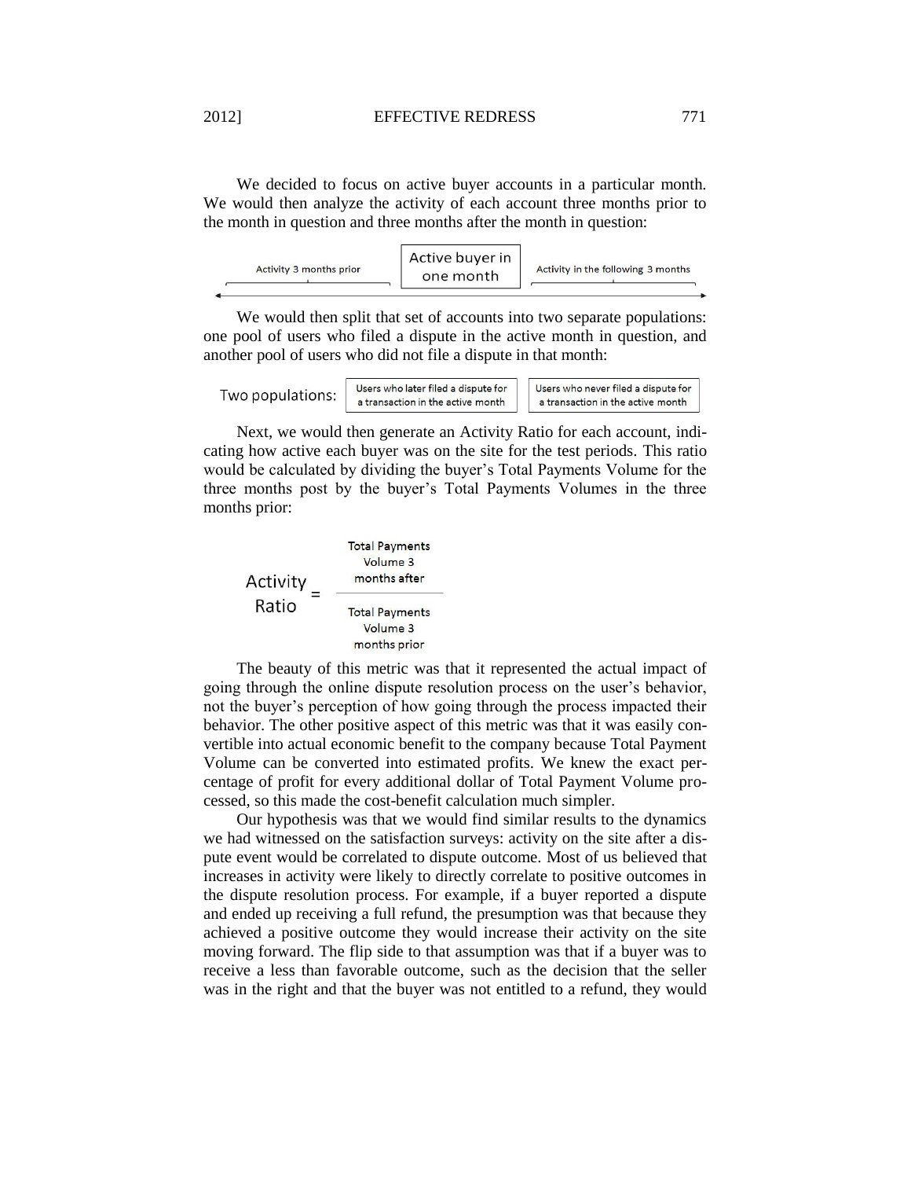We decided to focus on active buyer accounts in a particular month. We would then analyze the activity of each account three months prior to the month in question and three months after the month in question:

Activity 3 months prior | Active buyer in one month | Activity in the following 3 months

We would then split that set of accounts into two separate populations: one pool of users who filed a dispute in the active month in question, and another pool of users who did not file a dispute in that month:

Two populations: Users who later filed a dispute for a transaction in the active month | Users who never filed a dispute for a transaction in the active month

Next, we would then generate an Activity Ratio for each account, indicating how active each buyer was on the site for the test periods. This ratio would be calculated by dividing the buyer's Total Payments Volume for the three months post by the buyer's Total Payments Volumes in the three months prior:

$$\text{Activity Ratio} = \frac{\text{Total Payments Volume 3 months after}}{\text{Total Payments Volume 3 months prior}}$$

The beauty of this metric was that it represented the actual impact of going through the online dispute resolution process on the user's behavior, not the buyer's perception of how going through the process impacted their behavior. The other positive aspect of this metric was that it was easily convertible into actual economic benefit to the company because Total Payment Volume can be converted into estimated profits. We knew the exact percentage of profit for every additional dollar of Total Payment Volume processed, so this made the cost-benefit calculation much simpler.

Our hypothesis was that we would find similar results to the dynamics we had witnessed on the satisfaction surveys: activity on the site after a dispute event would be correlated to dispute outcome. Most of us believed that increases in activity were likely to directly correlate to positive outcomes in the dispute resolution process. For example, if a buyer reported a dispute and ended up receiving a full refund, the presumption was that because they achieved a positive outcome they would increase their activity on the site moving forward. The flip side to that assumption was that if a buyer was to receive a less than favorable outcome, such as the decision that the seller was in the right and that the buyer was not entitled to a refund, they would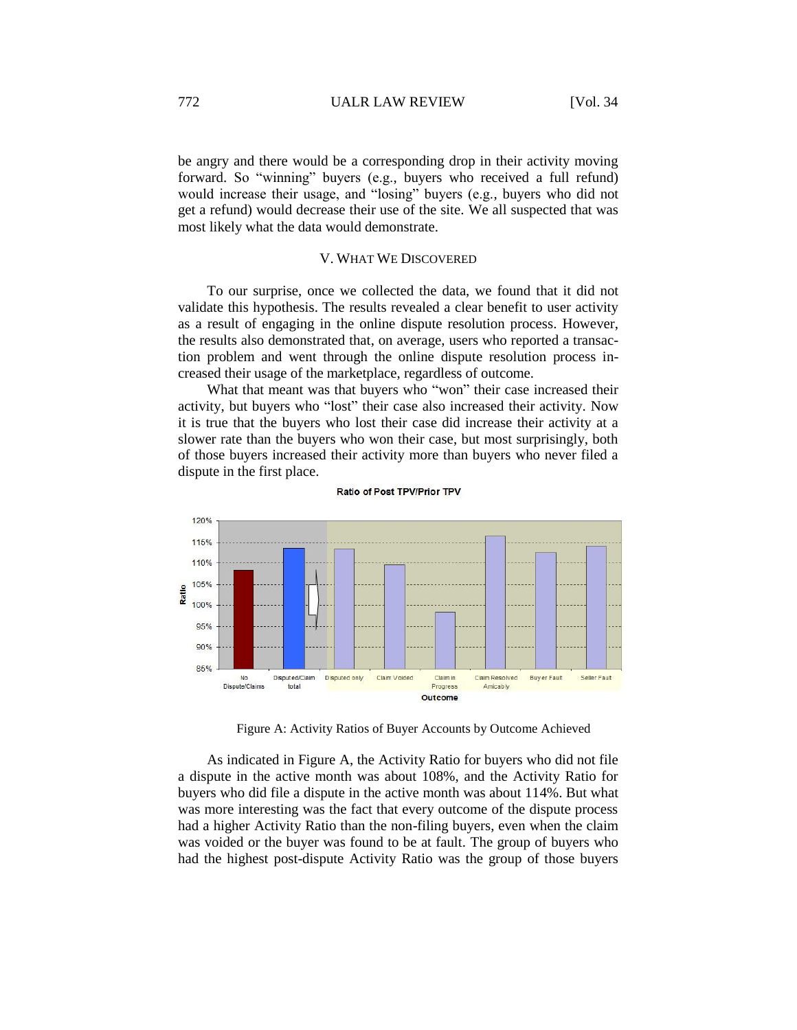be angry and there would be a corresponding drop in their activity moving forward. So "winning" buyers (e.g., buyers who received a full refund) would increase their usage, and "losing" buyers (e.g., buyers who did not get a refund) would decrease their use of the site. We all suspected that was most likely what the data would demonstrate.

## V. What We Discovered

To our surprise, once we collected the data, we found that it did not validate this hypothesis. The results revealed a clear benefit to user activity as a result of engaging in the online dispute resolution process. However, the results also demonstrated that, on average, users who reported a transaction problem and went through the online dispute resolution process increased their usage of the marketplace, regardless of outcome.

What that meant was that buyers who "won" their case increased their activity, but buyers who "lost" their case also increased their activity. Now it is true that the buyers who lost their case did increase their activity at a slower rate than the buyers who won their case, but most surprisingly, both of those buyers increased their activity more than buyers who never filed a dispute in the first place.

Figure A: Activity Ratios of Buyer Accounts by Outcome Achieved

As indicated in Figure A, the Activity Ratio for buyers who did not file a dispute in the active month was about 108%, and the Activity Ratio for buyers who did file a dispute in the active month was about 114%. But what was more interesting was the fact that every outcome of the dispute process had a higher Activity Ratio than the non-filing buyers, even when the claim was voided or the buyer was found to be at fault. The group of buyers who had the highest post-dispute Activity Ratio was the group of those buyers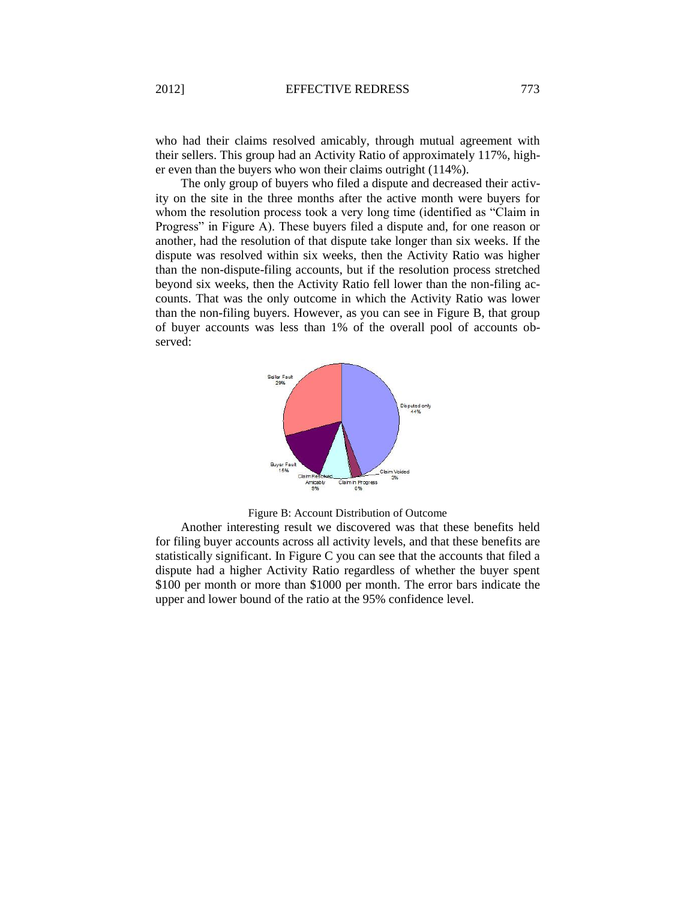who had their claims resolved amicably, through mutual agreement with their sellers. This group had an Activity Ratio of approximately 117%, higher even than the buyers who won their claims outright (114%).

The only group of buyers who filed a dispute and decreased their activity on the site in the three months after the active month were buyers for whom the resolution process took a very long time (identified as "Claim in Progress" in Figure A). These buyers filed a dispute and, for one reason or another, had the resolution of that dispute take longer than six weeks. If the dispute was resolved within six weeks, then the Activity Ratio was higher than the non-dispute-filing accounts, but if the resolution process stretched beyond six weeks, then the Activity Ratio fell lower than the non-filing accounts. That was the only outcome in which the Activity Ratio was lower than the non-filing buyers. However, as you can see in Figure B, that group of buyer accounts was less than 1% of the overall pool of accounts observed:

Figure B: Account Distribution of Outcome

Another interesting result we discovered was that these benefits held for filing buyer accounts across all activity levels, and that these benefits are statistically significant. In Figure C you can see that the accounts that filed a dispute had a higher Activity Ratio regardless of whether the buyer spent $100 per month or more than $1000 per month. The error bars indicate the upper and lower bound of the ratio at the 95% confidence level.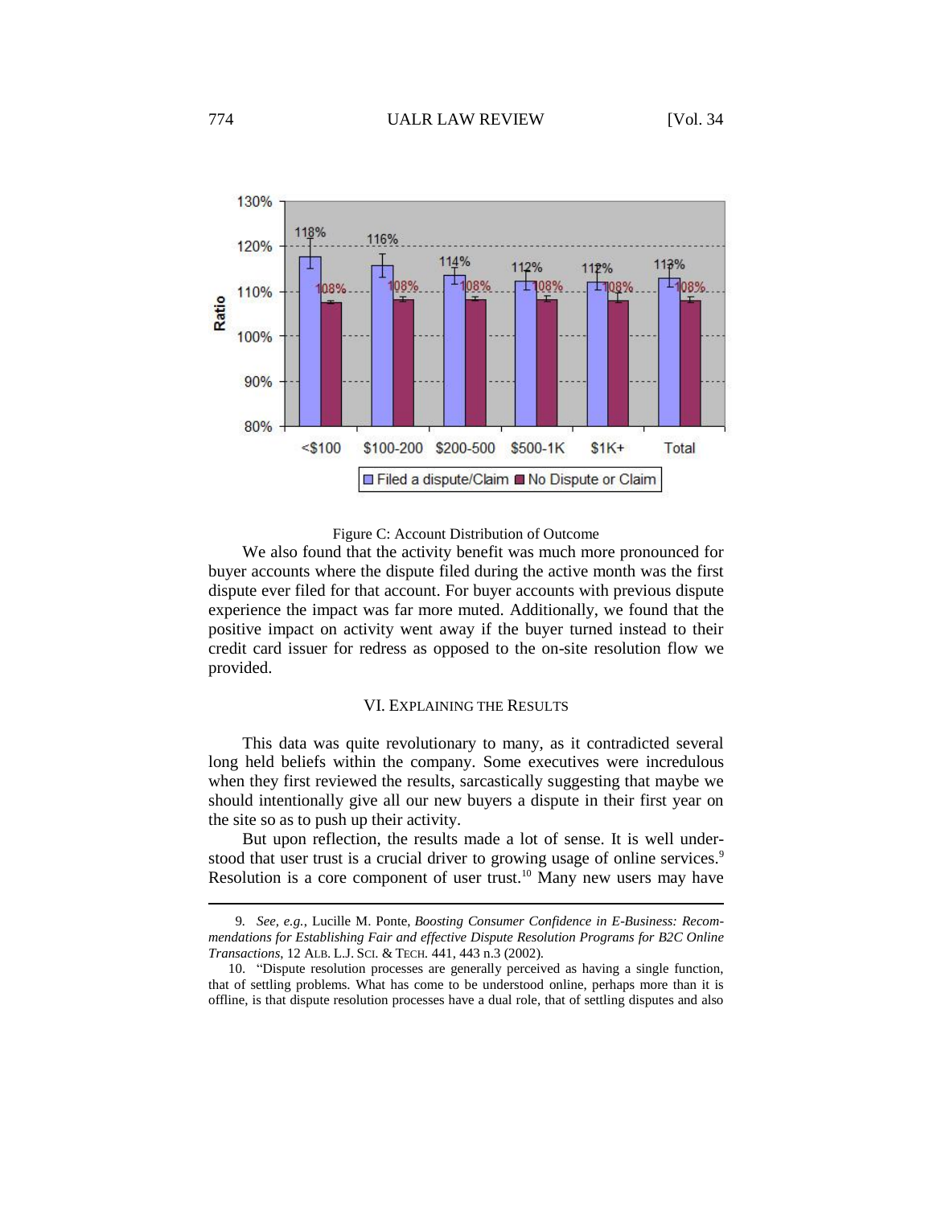Figure C: Account Distribution of Outcome

We also found that the activity benefit was much more pronounced for buyer accounts where the dispute filed during the active month was the first dispute ever filed for that account. For buyer accounts with previous dispute experience the impact was far more muted. Additionally, we found that the positive impact on activity went away if the buyer turned instead to their credit card issuer for redress as opposed to the on-site resolution flow we provided.

## VI. EXPLAINING THE RESULTS

This data was quite revolutionary to many, as it contradicted several long held beliefs within the company. Some executives were incredulous when they first reviewed the results, sarcastically suggesting that maybe we should intentionally give all our new buyers a dispute in their first year on the site so as to push up their activity.

But upon reflection, the results made a lot of sense. It is well understood that user trust is a crucial driver to growing usage of online services.[9] Resolution is a core component of user trust.[10] Many new users may have

---

9. *See, e.g.*, Lucille M. Ponte, *Boosting Consumer Confidence in E-Business: Recommendations for Establishing Fair and effective Dispute Resolution Programs for B2C Online Transactions*, 12 ALB. L.J. SCI. & TECH. 441, 443 n.3 (2002).

10. "Dispute resolution processes are generally perceived as having a single function, that of settling problems. What has come to be understood online, perhaps more than it is offline, is that dispute resolution processes have a dual role, that of settling disputes and also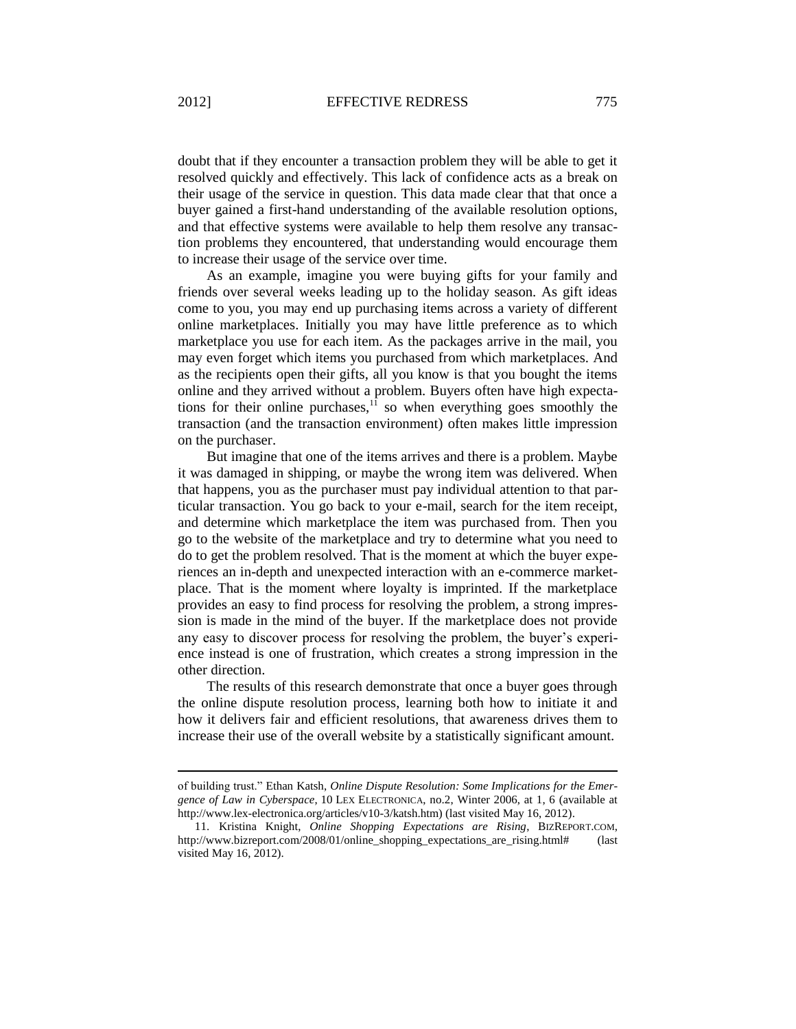doubt that if they encounter a transaction problem they will be able to get it resolved quickly and effectively. This lack of confidence acts as a break on their usage of the service in question. This data made clear that that once a buyer gained a first-hand understanding of the available resolution options, and that effective systems were available to help them resolve any transaction problems they encountered, that understanding would encourage them to increase their usage of the service over time.

As an example, imagine you were buying gifts for your family and friends over several weeks leading up to the holiday season. As gift ideas come to you, you may end up purchasing items across a variety of different online marketplaces. Initially you may have little preference as to which marketplace you use for each item. As the packages arrive in the mail, you may even forget which items you purchased from which marketplaces. And as the recipients open their gifts, all you know is that you bought the items online and they arrived without a problem. Buyers often have high expectations for their online purchases,[11] so when everything goes smoothly the transaction (and the transaction environment) often makes little impression on the purchaser.

But imagine that one of the items arrives and there is a problem. Maybe it was damaged in shipping, or maybe the wrong item was delivered. When that happens, you as the purchaser must pay individual attention to that particular transaction. You go back to your e-mail, search for the item receipt, and determine which marketplace the item was purchased from. Then you go to the website of the marketplace and try to determine what you need to do to get the problem resolved. That is the moment at which the buyer experiences an in-depth and unexpected interaction with an e-commerce marketplace. That is the moment where loyalty is imprinted. If the marketplace provides an easy to find process for resolving the problem, a strong impression is made in the mind of the buyer. If the marketplace does not provide any easy to discover process for resolving the problem, the buyer's experience instead is one of frustration, which creates a strong impression in the other direction.

The results of this research demonstrate that once a buyer goes through the online dispute resolution process, learning both how to initiate it and how it delivers fair and efficient resolutions, that awareness drives them to increase their use of the overall website by a statistically significant amount.

---

of building trust." Ethan Katsh, *Online Dispute Resolution: Some Implications for the Emergence of Law in Cyberspace*, 10 LEX ELECTRONICA, no.2, Winter 2006, at 1, 6 (available at http://www.lex-electronica.org/articles/v10-3/katsh.htm) (last visited May 16, 2012).

11. Kristina Knight, *Online Shopping Expectations are Rising*, BIZREPORT.COM, http://www.bizreport.com/2008/01/online_shopping_expectations_are_rising.html# (last visited May 16, 2012).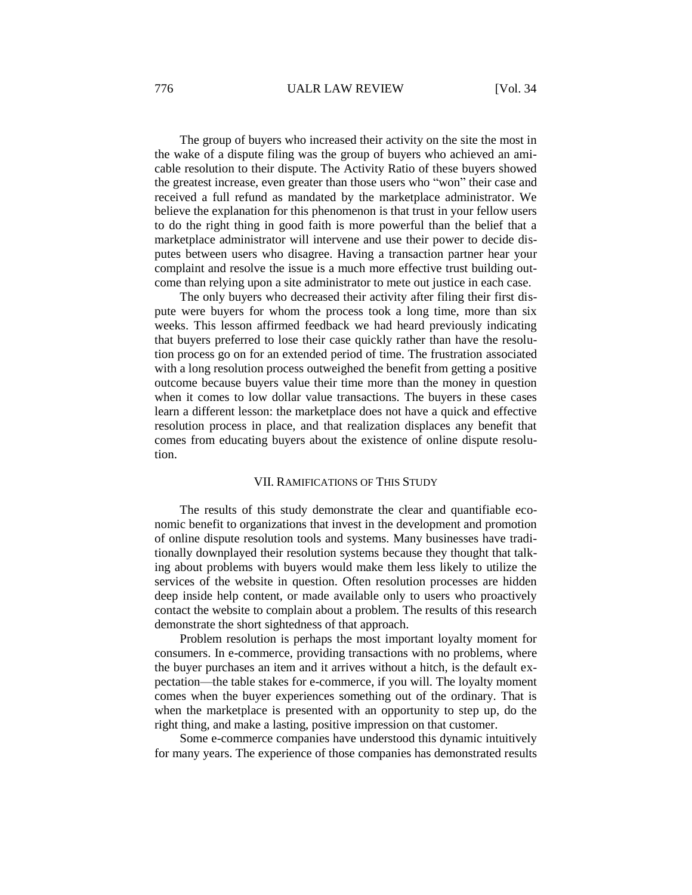The group of buyers who increased their activity on the site the most in the wake of a dispute filing was the group of buyers who achieved an amicable resolution to their dispute. The Activity Ratio of these buyers showed the greatest increase, even greater than those users who "won" their case and received a full refund as mandated by the marketplace administrator. We believe the explanation for this phenomenon is that trust in your fellow users to do the right thing in good faith is more powerful than the belief that a marketplace administrator will intervene and use their power to decide disputes between users who disagree. Having a transaction partner hear your complaint and resolve the issue is a much more effective trust building outcome than relying upon a site administrator to mete out justice in each case.

The only buyers who decreased their activity after filing their first dispute were buyers for whom the process took a long time, more than six weeks. This lesson affirmed feedback we had heard previously indicating that buyers preferred to lose their case quickly rather than have the resolution process go on for an extended period of time. The frustration associated with a long resolution process outweighed the benefit from getting a positive outcome because buyers value their time more than the money in question when it comes to low dollar value transactions. The buyers in these cases learn a different lesson: the marketplace does not have a quick and effective resolution process in place, and that realization displaces any benefit that comes from educating buyers about the existence of online dispute resolution.

## VII. Ramifications of This Study

The results of this study demonstrate the clear and quantifiable economic benefit to organizations that invest in the development and promotion of online dispute resolution tools and systems. Many businesses have traditionally downplayed their resolution systems because they thought that talking about problems with buyers would make them less likely to utilize the services of the website in question. Often resolution processes are hidden deep inside help content, or made available only to users who proactively contact the website to complain about a problem. The results of this research demonstrate the short sightedness of that approach.

Problem resolution is perhaps the most important loyalty moment for consumers. In e-commerce, providing transactions with no problems, where the buyer purchases an item and it arrives without a hitch, is the default expectation—the table stakes for e-commerce, if you will. The loyalty moment comes when the buyer experiences something out of the ordinary. That is when the marketplace is presented with an opportunity to step up, do the right thing, and make a lasting, positive impression on that customer.

Some e-commerce companies have understood this dynamic intuitively for many years. The experience of those companies has demonstrated results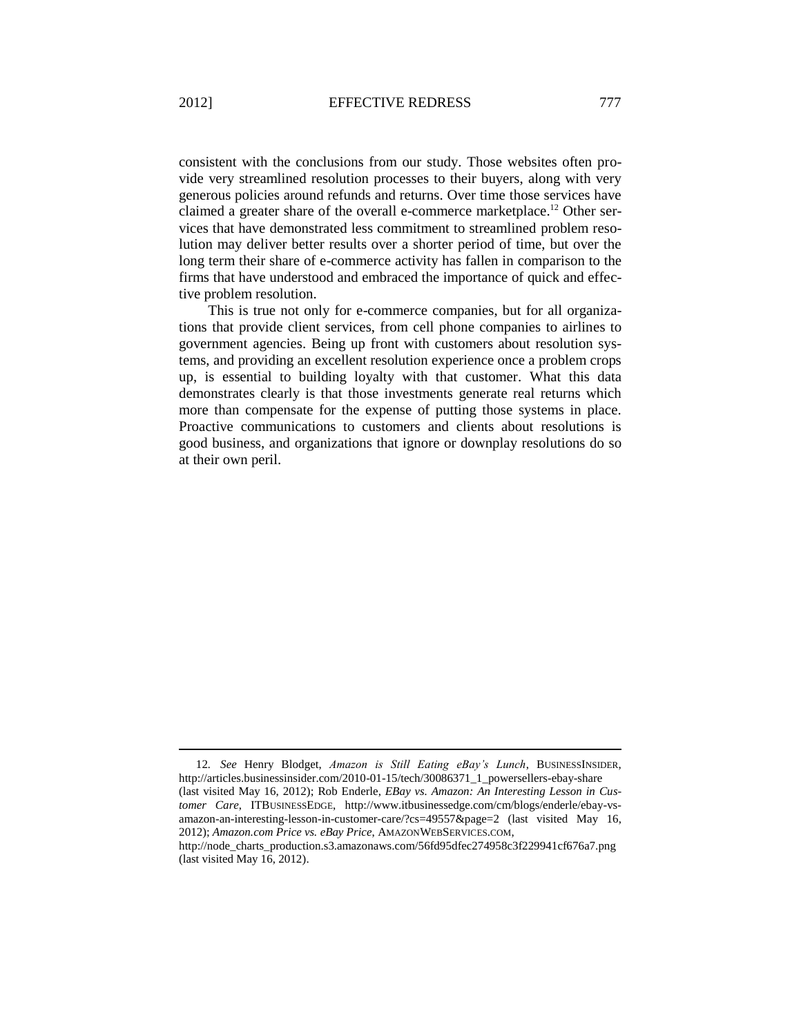consistent with the conclusions from our study. Those websites often provide very streamlined resolution processes to their buyers, along with very generous policies around refunds and returns. Over time those services have claimed a greater share of the overall e-commerce marketplace.[12] Other services that have demonstrated less commitment to streamlined problem resolution may deliver better results over a shorter period of time, but over the long term their share of e-commerce activity has fallen in comparison to the firms that have understood and embraced the importance of quick and effective problem resolution.

This is true not only for e-commerce companies, but for all organizations that provide client services, from cell phone companies to airlines to government agencies. Being up front with customers about resolution systems, and providing an excellent resolution experience once a problem crops up, is essential to building loyalty with that customer. What this data demonstrates clearly is that those investments generate real returns which more than compensate for the expense of putting those systems in place. Proactive communications to customers and clients about resolutions is good business, and organizations that ignore or downplay resolutions do so at their own peril.

---

12. *See* Henry Blodget, *Amazon is Still Eating eBay's Lunch*, BUSINESSINSIDER, http://articles.businessinsider.com/2010-01-15/tech/30086371_1_powersellers-ebay-share (last visited May 16, 2012); Rob Enderle, *EBay vs. Amazon: An Interesting Lesson in Customer Care*, ITBUSINESSEDGE, http://www.itbusinessedge.com/cm/blogs/enderle/ebay-vs-amazon-an-interesting-lesson-in-customer-care/?cs=49557&page=2 (last visited May 16, 2012); *Amazon.com Price vs. eBay Price*, AMAZONWEBSERVICES.COM, http://node_charts_production.s3.amazonaws.com/56fd95dfec274958c3f229941cf676a7.png (last visited May 16, 2012).